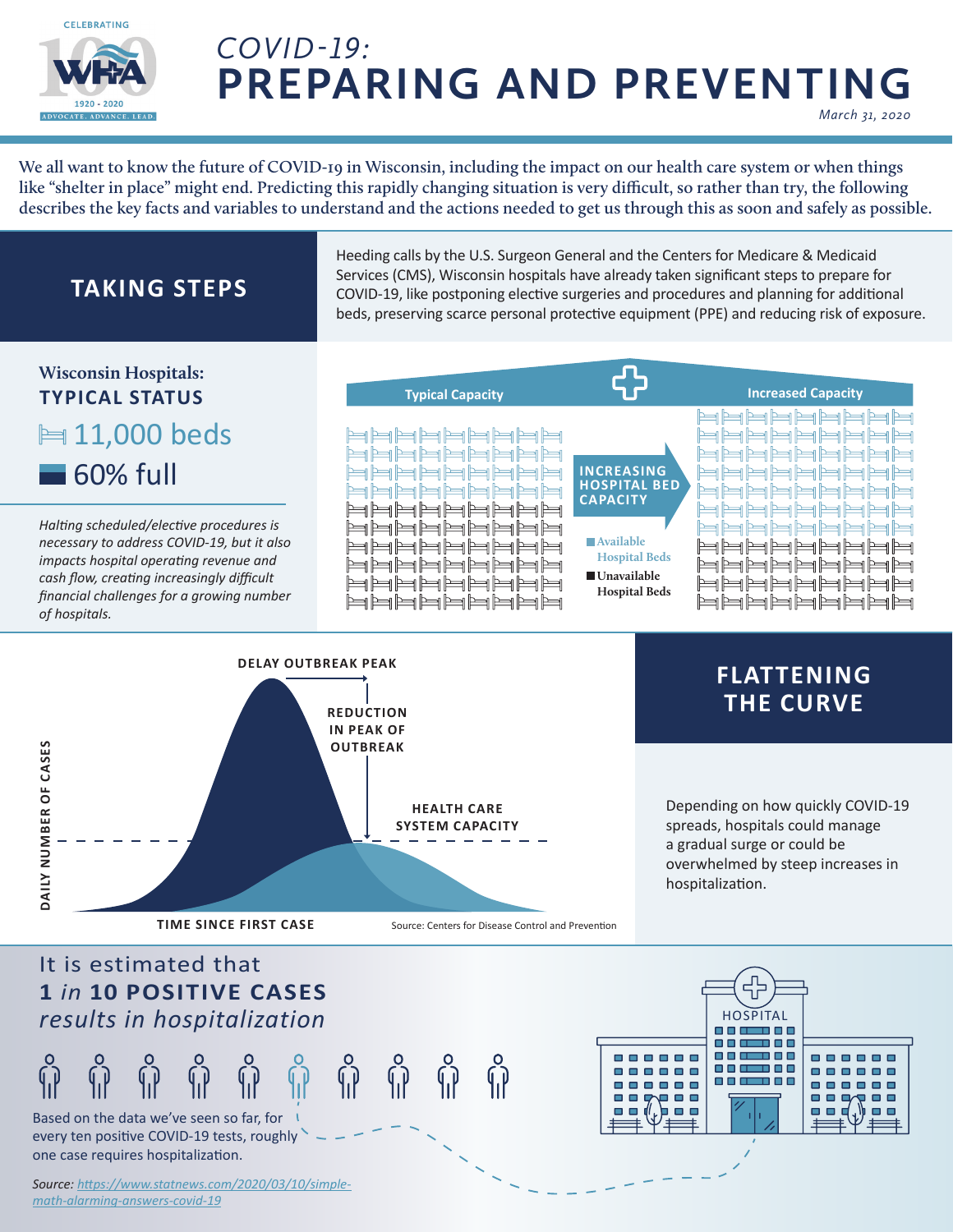CELEBRATING WHA 1920 - 2020 ADVOCATE. ADVANCE. LEAD.

# *COVID-19:* PREPARING AND PREVENTING

*March 31, 2020*

We all want to know the future of COVID-19 in Wisconsin, including the impact on our health care system or when things like "shelter in place" might end. Predicting this rapidly changing situation is very difficult, so rather than try, the following describes the key facts and variables to understand and the actions needed to get us through this as soon and safely as possible.

## TAKING STEPS

Heeding calls by the U.S. Surgeon General and the Centers for Medicare & Medicaid Services (CMS), Wisconsin hospitals have already taken significant steps to prepare for COVID-19, like postponing elective surgeries and procedures and planning for additional beds, preserving scarce personal protective equipment (PPE) and reducing risk of exposure.

### Wisconsin Hospitals: TYPICAL STATUS

11,000 beds

60% full

*Halting scheduled/elective procedures is necessary to address COVID-19, but it also impacts hospital operating revenue and cash flow, creating increasingly difficult financial challenges for a growing number of hospitals.*

Typical Capacity — INCREASING HOSPITAL BED CAPACITY — Increased Capacity

Available Hospital Beds

Unavailable Hospital Beds

## FLATTENING THE CURVE

DELAY OUTBREAK PEAK

REDUCTION IN PEAK OF OUTBREAK

HEALTH CARE SYSTEM CAPACITY

DAILY NUMBER OF CASES

TIME SINCE FIRST CASE

Source: Centers for Disease Control and Prevention

Depending on how quickly COVID-19 spreads, hospitals could manage a gradual surge or could be overwhelmed by steep increases in hospitalization.

It is estimated that **1 *in* 10 POSITIVE CASES** *results in hospitalization*

Based on the data we've seen so far, for every ten positive COVID-19 tests, roughly one case requires hospitalization.

*Source: https://www.statnews.com/2020/03/10/simple-math-alarming-answers-covid-19*

HOSPITAL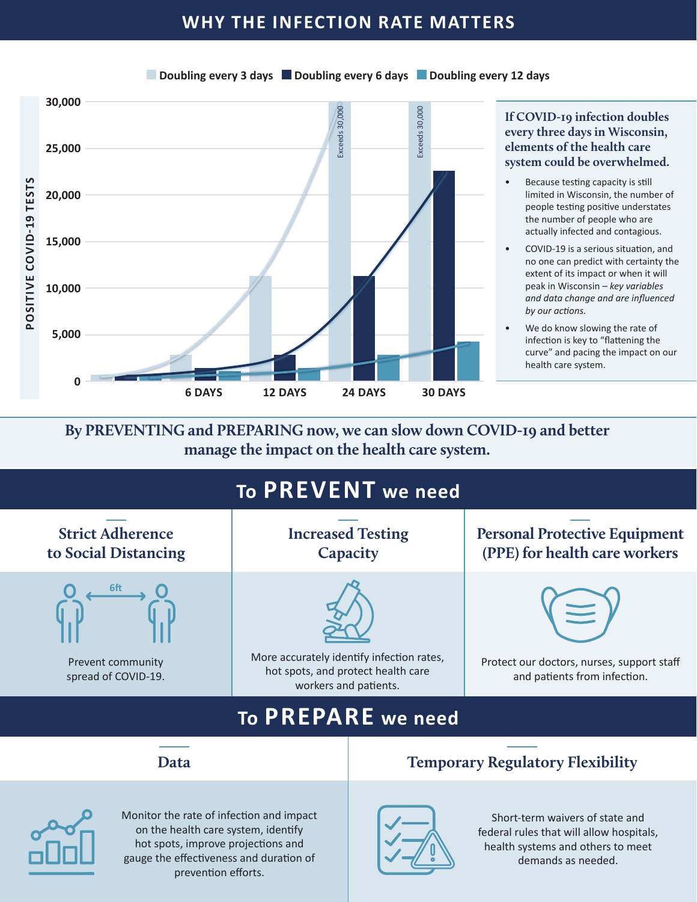# WHY THE INFECTION RATE MATTERS

Doubling every 3 days
Doubling every 6 days
Doubling every 12 days

POSITIVE COVID-19 TESTS

30,000
25,000
20,000
15,000
10,000
5,000
0

6 DAYS
12 DAYS
24 DAYS
30 DAYS

Exceeds 30,000
Exceeds 30,000

**If COVID-19 infection doubles every three days in Wisconsin, elements of the health care system could be overwhelmed.**

- Because testing capacity is still limited in Wisconsin, the number of people testing positive understates the number of people who are actually infected and contagious.
- COVID-19 is a serious situation, and no one can predict with certainty the extent of its impact or when it will peak in Wisconsin – *key variables and data change and are influenced by our actions.*
- We do know slowing the rate of infection is key to "flattening the curve" and pacing the impact on our health care system.

**By PREVENTING and PREPARING now, we can slow down COVID-19 and better manage the impact on the health care system.**

## To PREVENT we need

### Strict Adherence to Social Distancing

6ft

Prevent community spread of COVID-19.

### Increased Testing Capacity

More accurately identify infection rates, hot spots, and protect health care workers and patients.

### Personal Protective Equipment (PPE) for health care workers

Protect our doctors, nurses, support staff and patients from infection.

## To PREPARE we need

### Data

Monitor the rate of infection and impact on the health care system, identify hot spots, improve projections and gauge the effectiveness and duration of prevention efforts.

### Temporary Regulatory Flexibility

Short-term waivers of state and federal rules that will allow hospitals, health systems and others to meet demands as needed.